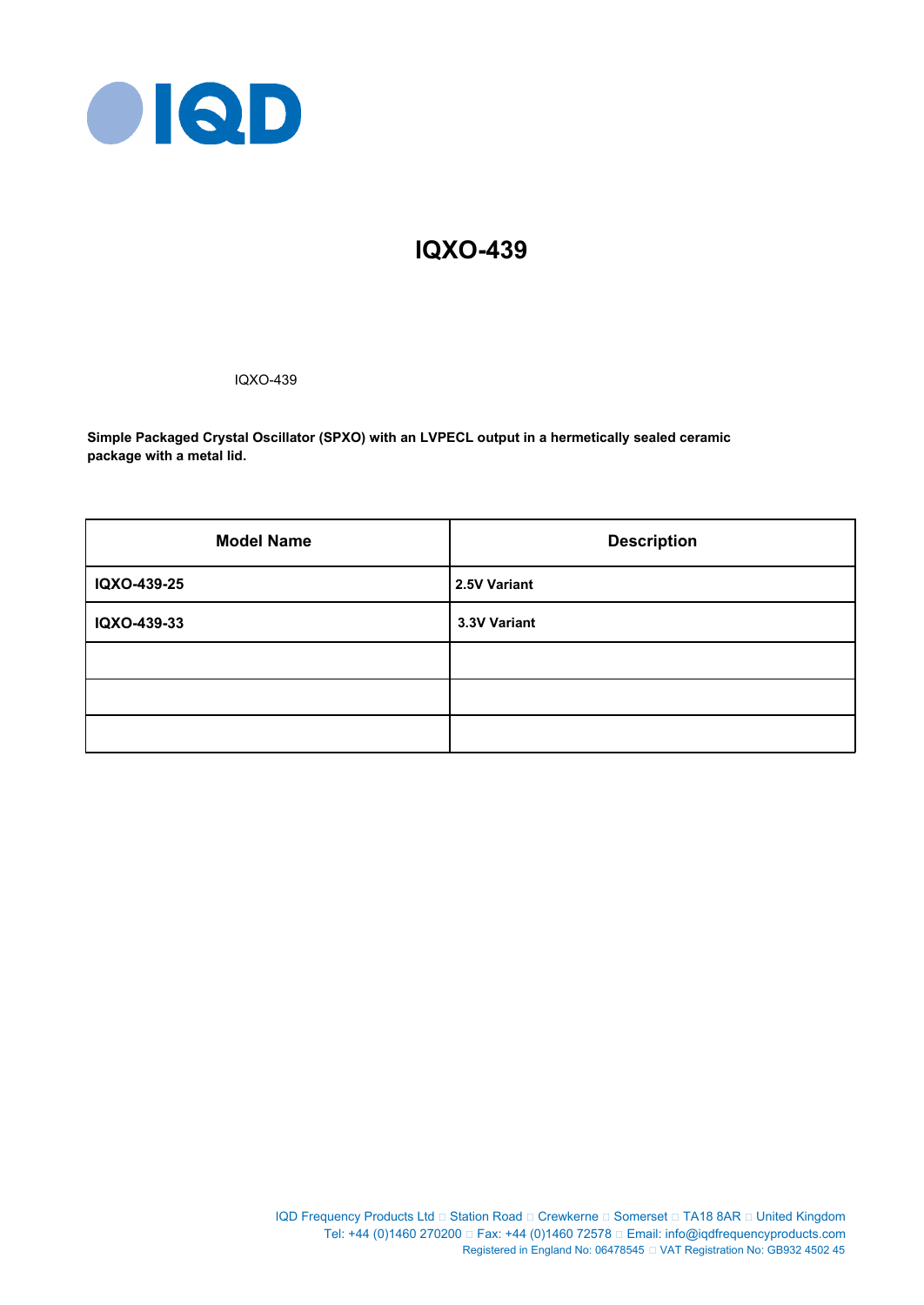# IQXO-439

IQXO-439

**Simple Packaged Crystal Oscillator (SPXO) with an LVPECL output in a hermetically sealed ceramic package with a metal lid.**

| Model Name | Description |
|---|---|
| **IQXO-439-25** | **2.5V Variant** |
| **IQXO-439-33** | **3.3V Variant** |
| | |
| | |
| | |

IQD Frequency Products Ltd □ Station Road □ Crewkerne □ Somerset □ TA18 8AR □ United Kingdom
Tel: +44 (0)1460 270200 □ Fax: +44 (0)1460 72578 □ Email: info@iqdfrequencyproducts.com
Registered in England No: 06478545 □ VAT Registration No: GB932 4502 45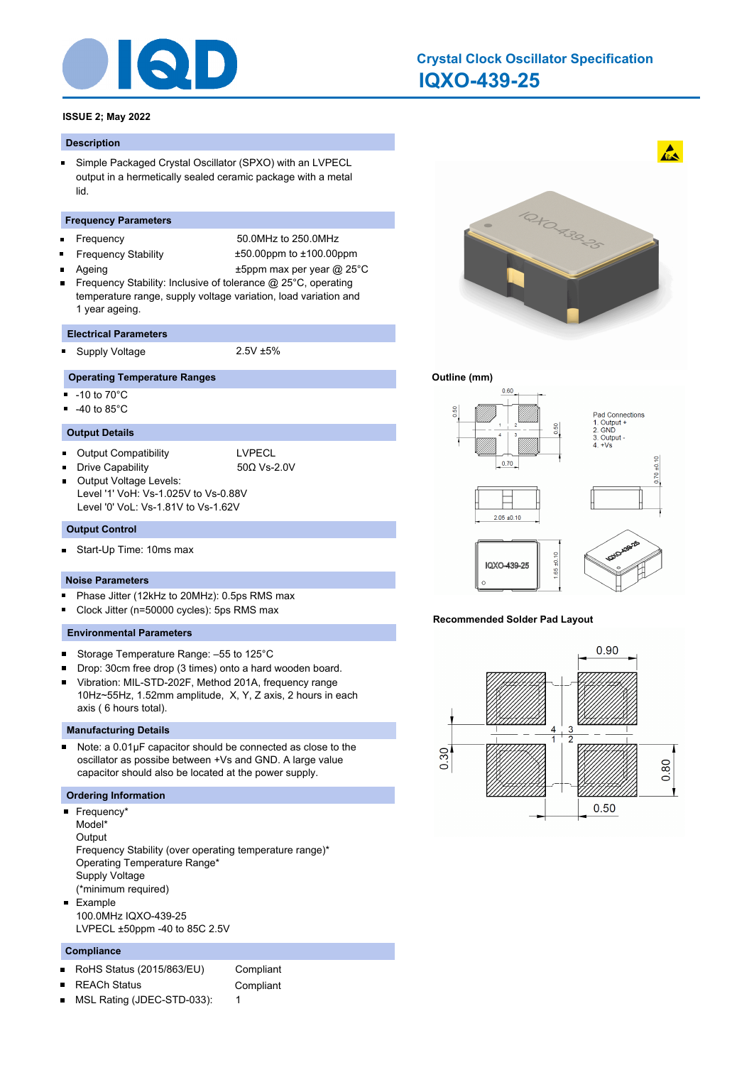# Crystal Clock Oscillator Specification

## IQXO-439-25

**ISSUE 2; May 2022**

### Description

- Simple Packaged Crystal Oscillator (SPXO) with an LVPECL output in a hermetically sealed ceramic package with a metal lid.

### Frequency Parameters

- Frequency: 50.0MHz to 250.0MHz
- Frequency Stability: ±50.00ppm to ±100.00ppm
- Ageing: ±5ppm max per year @ 25°C
- Frequency Stability: Inclusive of tolerance @ 25°C, operating temperature range, supply voltage variation, load variation and 1 year ageing.

### Electrical Parameters

- Supply Voltage: 2.5V ±5%

### Operating Temperature Ranges

- -10 to 70°C
- -40 to 85°C

### Output Details

- Output Compatibility: LVPECL
- Drive Capability: 50Ω Vs-2.0V
- Output Voltage Levels:
  Level '1' VoH: Vs-1.025V to Vs-0.88V
  Level '0' VoL: Vs-1.81V to Vs-1.62V

### Output Control

- Start-Up Time: 10ms max

### Noise Parameters

- Phase Jitter (12kHz to 20MHz): 0.5ps RMS max
- Clock Jitter (n=50000 cycles): 5ps RMS max

### Environmental Parameters

- Storage Temperature Range: –55 to 125°C
- Drop: 30cm free drop (3 times) onto a hard wooden board.
- Vibration: MIL-STD-202F, Method 201A, frequency range 10Hz~55Hz, 1.52mm amplitude, X, Y, Z axis, 2 hours in each axis ( 6 hours total).

### Manufacturing Details

- Note: a 0.01µF capacitor should be connected as close to the oscillator as possible between +Vs and GND. A large value capacitor should also be located at the power supply.

### Ordering Information

- Frequency*
  Model*
  Output
  Frequency Stability (over operating temperature range)*
  Operating Temperature Range*
  Supply Voltage
  (*minimum required)
- Example
  100.0MHz IQXO-439-25
  LVPECL ±50ppm -40 to 85C 2.5V

### Compliance

- RoHS Status (2015/863/EU): Compliant
- REACh Status: Compliant
- MSL Rating (JDEC-STD-033): 1

### Outline (mm)

Pad Connections
1. Output +
2. GND
3. Output -
4. +Vs

Dimensions: 0.60, 0.50, 0.50, 0.70, 2.05 ±0.10, 1.65 ±0.10, 0.70 ±0.10

### Recommended Solder Pad Layout

Dimensions: 0.90, 0.30, 0.80, 0.50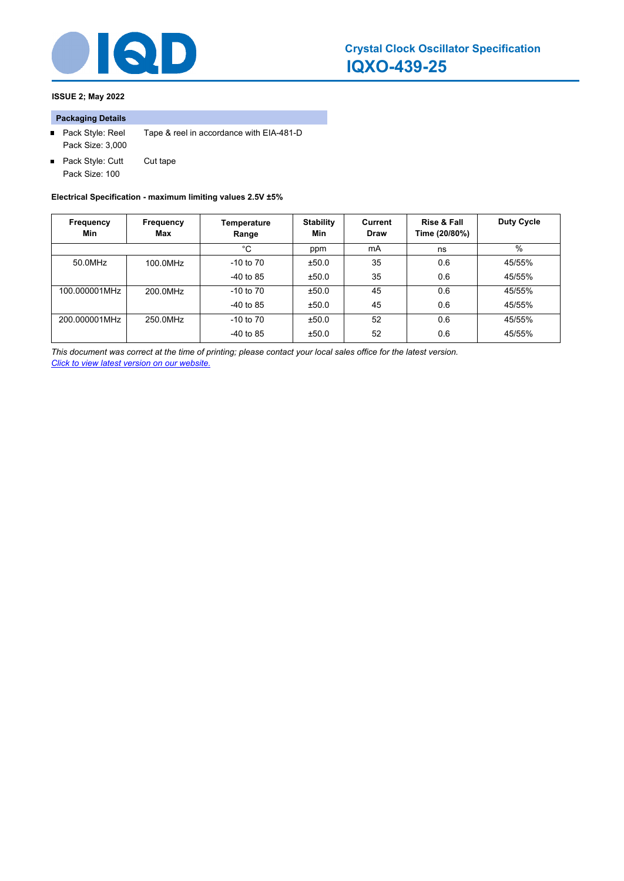**ISSUE 2; May 2022**

## Packaging Details

- Pack Style: Reel Tape & reel in accordance with EIA-481-D
  Pack Size: 3,000
- Pack Style: Cutt Cut tape
  Pack Size: 100

**Electrical Specification - maximum limiting values 2.5V ±5%**

| Frequency Min | Frequency Max | Temperature Range | Stability Min | Current Draw | Rise & Fall Time (20/80%) | Duty Cycle |
|---|---|---|---|---|---|---|
| | | °C | ppm | mA | ns | % |
| 50.0MHz | 100.0MHz | -10 to 70 | ±50.0 | 35 | 0.6 | 45/55% |
| | | -40 to 85 | ±50.0 | 35 | 0.6 | 45/55% |
| 100.000001MHz | 200.0MHz | -10 to 70 | ±50.0 | 45 | 0.6 | 45/55% |
| | | -40 to 85 | ±50.0 | 45 | 0.6 | 45/55% |
| 200.000001MHz | 250.0MHz | -10 to 70 | ±50.0 | 52 | 0.6 | 45/55% |
| | | -40 to 85 | ±50.0 | 52 | 0.6 | 45/55% |

*This document was correct at the time of printing; please contact your local sales office for the latest version.*
*Click to view latest version on our website.*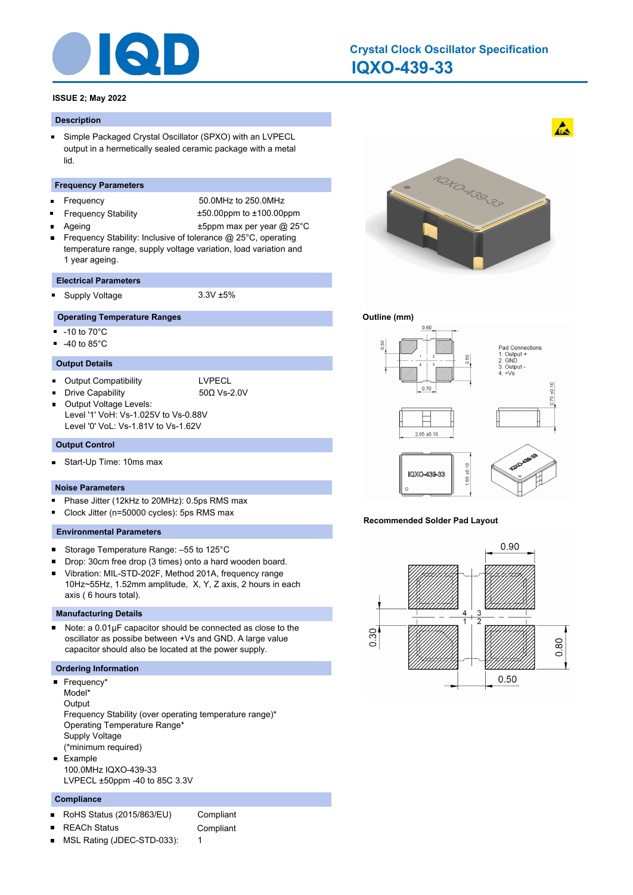# Crystal Clock Oscillator Specification

## IQXO-439-33

**ISSUE 2; May 2022**

### Description

- Simple Packaged Crystal Oscillator (SPXO) with an LVPECL output in a hermetically sealed ceramic package with a metal lid.

### Frequency Parameters

- Frequency 50.0MHz to 250.0MHz
- Frequency Stability ±50.00ppm to ±100.00ppm
- Ageing ±5ppm max per year @ 25°C
- Frequency Stability: Inclusive of tolerance @ 25°C, operating temperature range, supply voltage variation, load variation and 1 year ageing.

### Electrical Parameters

- Supply Voltage 3.3V ±5%

### Operating Temperature Ranges

- -10 to 70°C
- -40 to 85°C

### Output Details

- Output Compatibility LVPECL
- Drive Capability 50Ω Vs-2.0V
- Output Voltage Levels:
  Level '1' VoH: Vs-1.025V to Vs-0.88V
  Level '0' VoL: Vs-1.81V to Vs-1.62V

### Output Control

- Start-Up Time: 10ms max

### Noise Parameters

- Phase Jitter (12kHz to 20MHz): 0.5ps RMS max
- Clock Jitter (n=50000 cycles): 5ps RMS max

### Environmental Parameters

- Storage Temperature Range: –55 to 125°C
- Drop: 30cm free drop (3 times) onto a hard wooden board.
- Vibration: MIL-STD-202F, Method 201A, frequency range 10Hz~55Hz, 1.52mm amplitude, X, Y, Z axis, 2 hours in each axis ( 6 hours total).

### Manufacturing Details

- Note: a 0.01µF capacitor should be connected as close to the oscillator as possible between +Vs and GND. A large value capacitor should also be located at the power supply.

### Ordering Information

- Frequency*
  Model*
  Output
  Frequency Stability (over operating temperature range)*
  Operating Temperature Range*
  Supply Voltage
  (*minimum required)
- Example
  100.0MHz IQXO-439-33
  LVPECL ±50ppm -40 to 85C 3.3V

### Compliance

- RoHS Status (2015/863/EU) Compliant
- REACh Status Compliant
- MSL Rating (JDEC-STD-033): 1

**Outline (mm)**

Pad Connections
1. Output +
2. GND
3. Output -
4. +Vs

**Recommended Solder Pad Layout**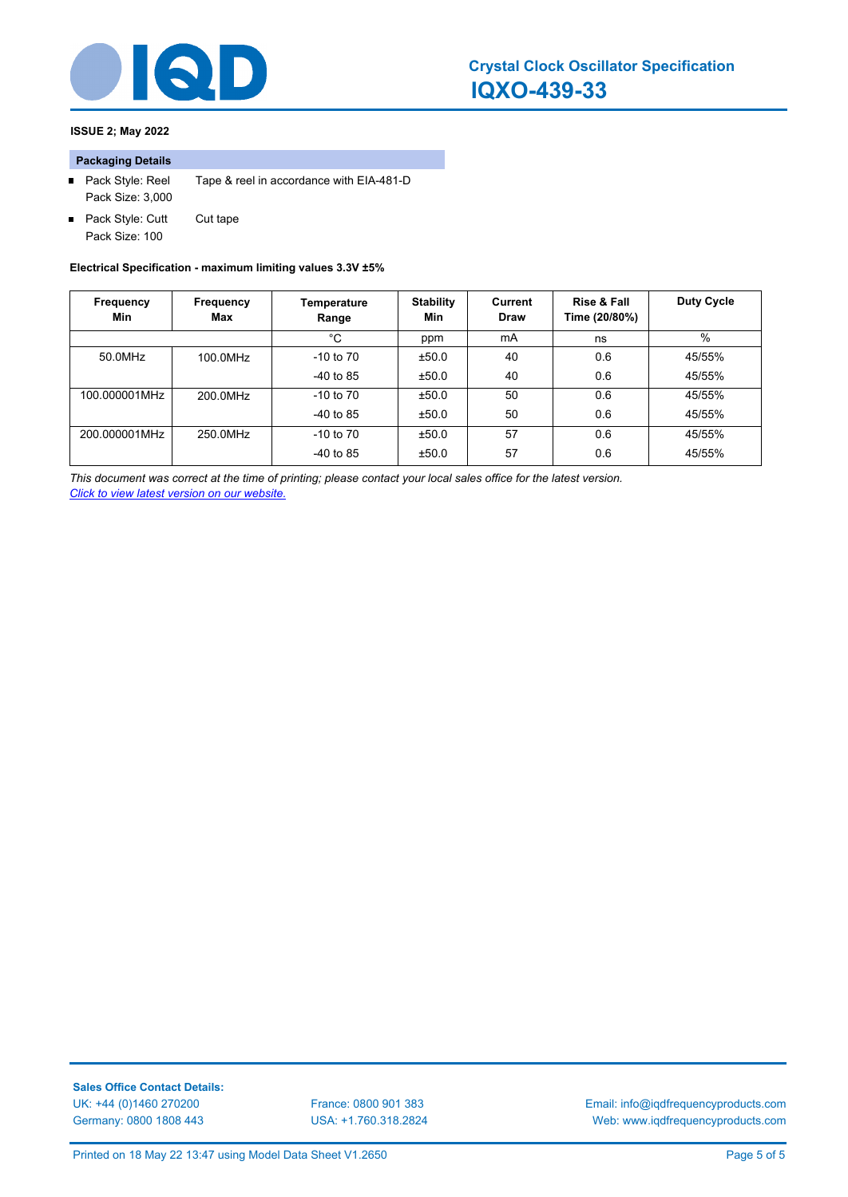**ISSUE 2; May 2022**

### Packaging Details

- Pack Style: Reel — Tape & reel in accordance with EIA-481-D
  Pack Size: 3,000
- Pack Style: Cutt — Cut tape
  Pack Size: 100

**Electrical Specification - maximum limiting values 3.3V ±5%**

| Frequency Min | Frequency Max | Temperature Range | Stability Min | Current Draw | Rise & Fall Time (20/80%) | Duty Cycle |
|---|---|---|---|---|---|---|
| | | °C | ppm | mA | ns | % |
| 50.0MHz | 100.0MHz | -10 to 70 | ±50.0 | 40 | 0.6 | 45/55% |
| | | -40 to 85 | ±50.0 | 40 | 0.6 | 45/55% |
| 100.000001MHz | 200.0MHz | -10 to 70 | ±50.0 | 50 | 0.6 | 45/55% |
| | | -40 to 85 | ±50.0 | 50 | 0.6 | 45/55% |
| 200.000001MHz | 250.0MHz | -10 to 70 | ±50.0 | 57 | 0.6 | 45/55% |
| | | -40 to 85 | ±50.0 | 57 | 0.6 | 45/55% |

*This document was correct at the time of printing; please contact your local sales office for the latest version.*
*Click to view latest version on our website.*

**Sales Office Contact Details:**
UK: +44 (0)1460 270200
Germany: 0800 1808 443
France: 0800 901 383
USA: +1.760.318.2824
Email: info@iqdfrequencyproducts.com
Web: www.iqdfrequencyproducts.com